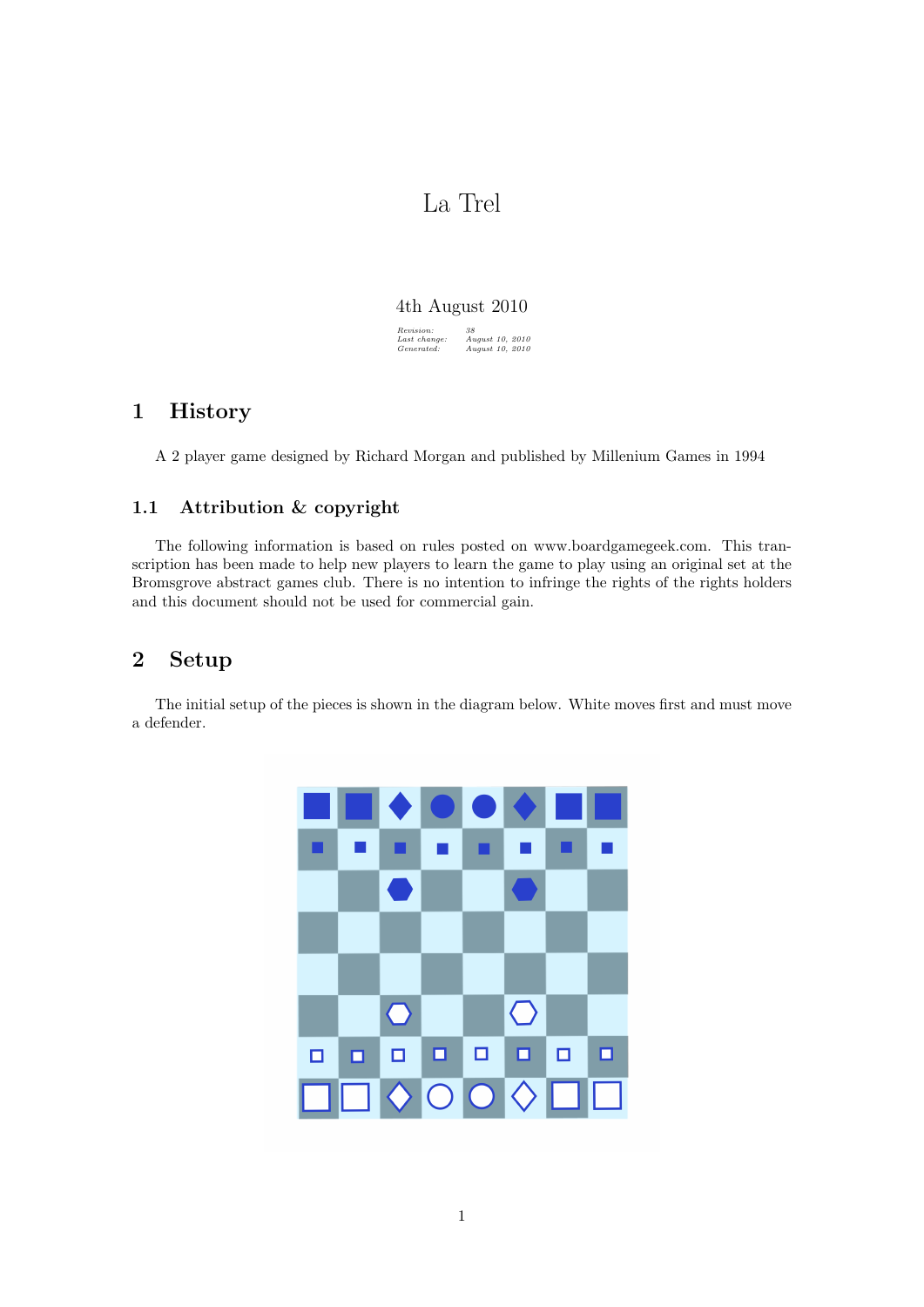# La Trel

4th August 2010

*Revision:* *38*
*Last change:* *August 10, 2010*
*Generated:* *August 10, 2010*

## 1 History

A 2 player game designed by Richard Morgan and published by Millenium Games in 1994

### 1.1 Attribution & copyright

The following information is based on rules posted on www.boardgamegeek.com. This transcription has been made to help new players to learn the game to play using an original set at the Bromsgrove abstract games club. There is no intention to infringe the rights of the rights holders and this document should not be used for commercial gain.

## 2 Setup

The initial setup of the pieces is shown in the diagram below. White moves first and must move a defender.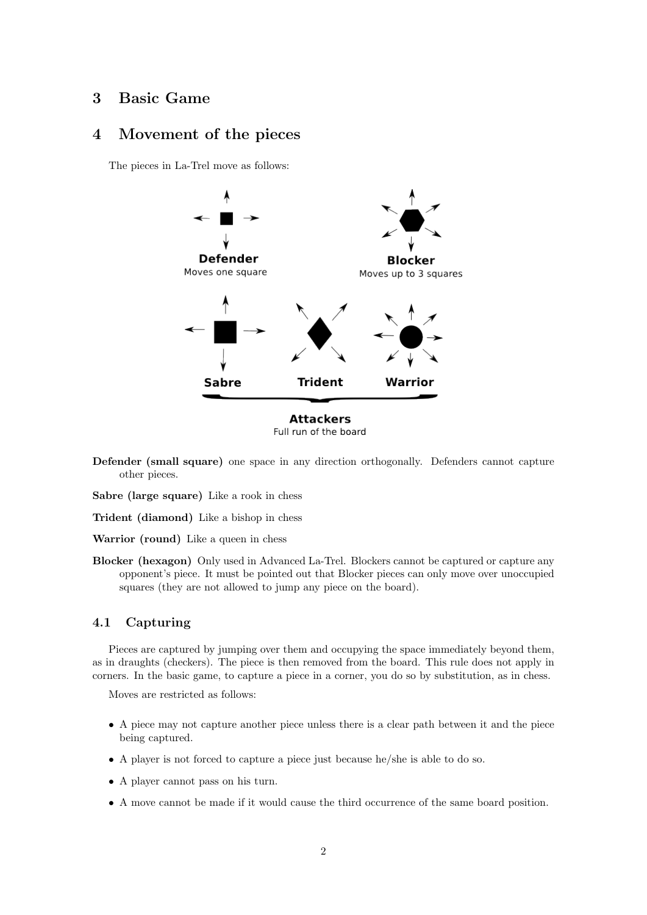## 3 Basic Game

## 4 Movement of the pieces

The pieces in La-Trel move as follows:

**Defender (small square)** one space in any direction orthogonally. Defenders cannot capture other pieces.

**Sabre (large square)** Like a rook in chess

**Trident (diamond)** Like a bishop in chess

**Warrior (round)** Like a queen in chess

**Blocker (hexagon)** Only used in Advanced La-Trel. Blockers cannot be captured or capture any opponent's piece. It must be pointed out that Blocker pieces can only move over unoccupied squares (they are not allowed to jump any piece on the board).

### 4.1 Capturing

Pieces are captured by jumping over them and occupying the space immediately beyond them, as in draughts (checkers). The piece is then removed from the board. This rule does not apply in corners. In the basic game, to capture a piece in a corner, you do so by substitution, as in chess.

Moves are restricted as follows:

- A piece may not capture another piece unless there is a clear path between it and the piece being captured.
- A player is not forced to capture a piece just because he/she is able to do so.
- A player cannot pass on his turn.
- A move cannot be made if it would cause the third occurrence of the same board position.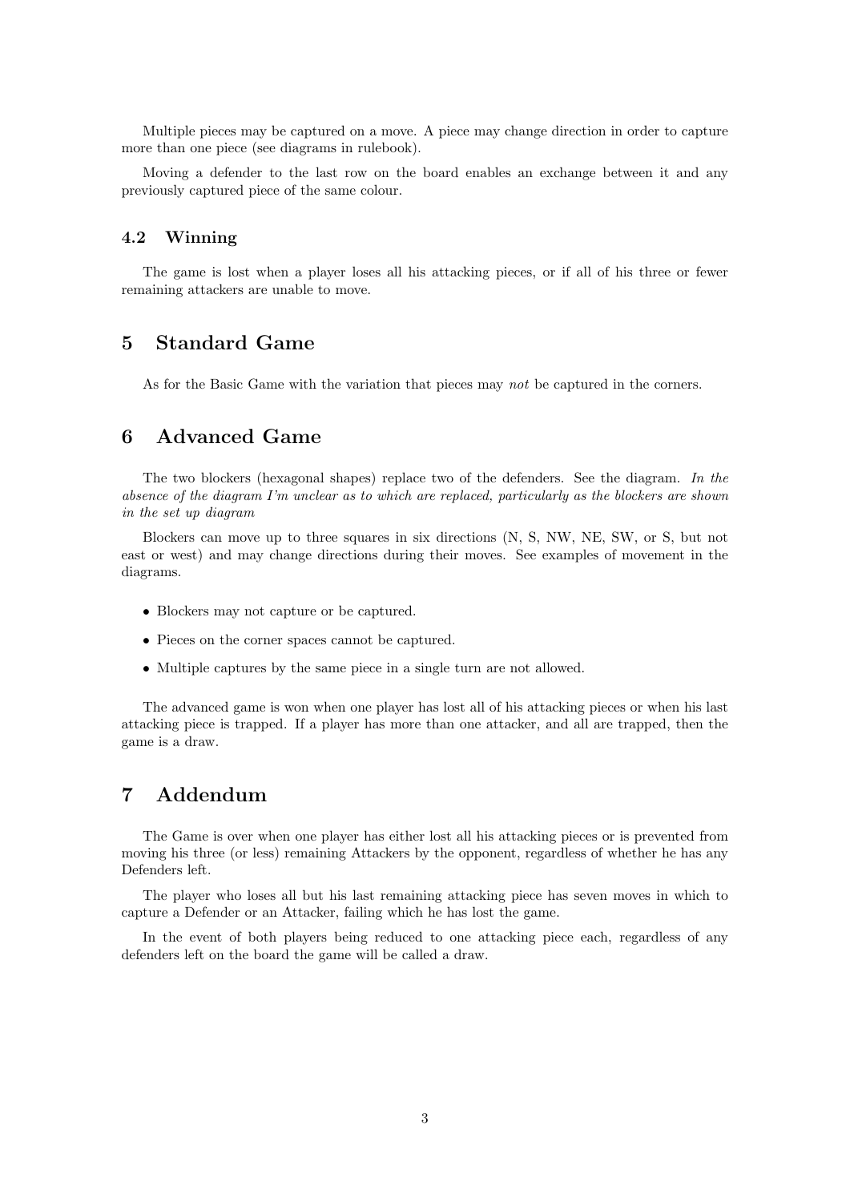Multiple pieces may be captured on a move. A piece may change direction in order to capture more than one piece (see diagrams in rulebook).

Moving a defender to the last row on the board enables an exchange between it and any previously captured piece of the same colour.

### 4.2 Winning

The game is lost when a player loses all his attacking pieces, or if all of his three or fewer remaining attackers are unable to move.

## 5 Standard Game

As for the Basic Game with the variation that pieces may *not* be captured in the corners.

## 6 Advanced Game

The two blockers (hexagonal shapes) replace two of the defenders. See the diagram. *In the absence of the diagram I'm unclear as to which are replaced, particularly as the blockers are shown in the set up diagram*

Blockers can move up to three squares in six directions (N, S, NW, NE, SW, or S, but not east or west) and may change directions during their moves. See examples of movement in the diagrams.

- Blockers may not capture or be captured.
- Pieces on the corner spaces cannot be captured.
- Multiple captures by the same piece in a single turn are not allowed.

The advanced game is won when one player has lost all of his attacking pieces or when his last attacking piece is trapped. If a player has more than one attacker, and all are trapped, then the game is a draw.

## 7 Addendum

The Game is over when one player has either lost all his attacking pieces or is prevented from moving his three (or less) remaining Attackers by the opponent, regardless of whether he has any Defenders left.

The player who loses all but his last remaining attacking piece has seven moves in which to capture a Defender or an Attacker, failing which he has lost the game.

In the event of both players being reduced to one attacking piece each, regardless of any defenders left on the board the game will be called a draw.